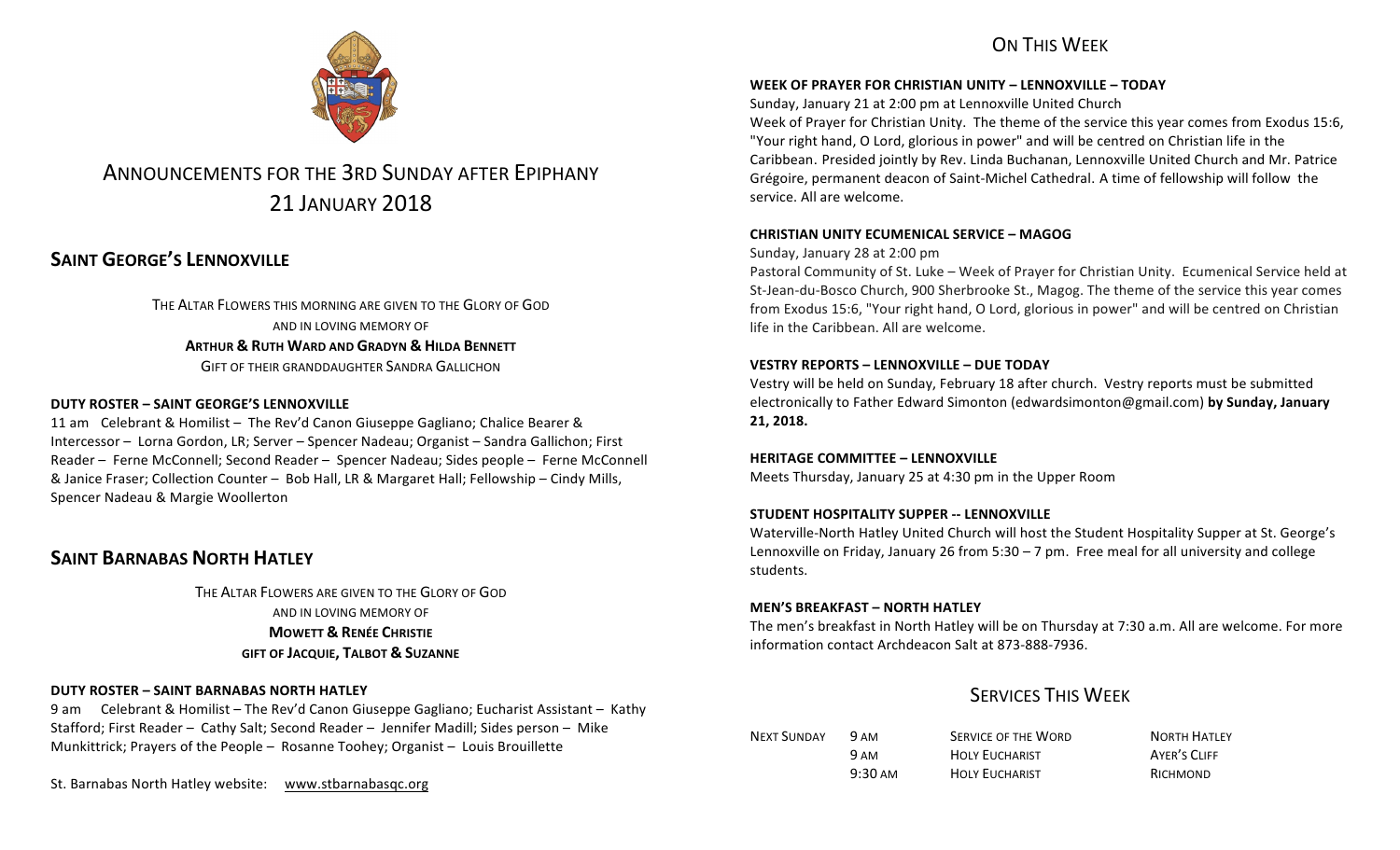# ANNOUNCEMENTS FOR THE 3RD SUNDAY AFTER EPIPHANY
# 21 JANUARY 2018

## SAINT GEORGE'S LENNOXVILLE

THE ALTAR FLOWERS THIS MORNING ARE GIVEN TO THE GLORY OF GOD
AND IN LOVING MEMORY OF
**ARTHUR & RUTH WARD AND GRADYN & HILDA BENNETT**
GIFT OF THEIR GRANDDAUGHTER SANDRA GALLICHON

**DUTY ROSTER – SAINT GEORGE'S LENNOXVILLE**

11 am Celebrant & Homilist – The Rev'd Canon Giuseppe Gagliano; Chalice Bearer & Intercessor – Lorna Gordon, LR; Server – Spencer Nadeau; Organist – Sandra Gallichon; First Reader – Ferne McConnell; Second Reader – Spencer Nadeau; Sides people – Ferne McConnell & Janice Fraser; Collection Counter – Bob Hall, LR & Margaret Hall; Fellowship – Cindy Mills, Spencer Nadeau & Margie Woollerton

## SAINT BARNABAS NORTH HATLEY

THE ALTAR FLOWERS ARE GIVEN TO THE GLORY OF GOD
AND IN LOVING MEMORY OF
**MOWETT & RENÉE CHRISTIE**
**GIFT OF JACQUIE, TALBOT & SUZANNE**

**DUTY ROSTER – SAINT BARNABAS NORTH HATLEY**

9 am Celebrant & Homilist – The Rev'd Canon Giuseppe Gagliano; Eucharist Assistant – Kathy Stafford; First Reader – Cathy Salt; Second Reader – Jennifer Madill; Sides person – Mike Munkittrick; Prayers of the People – Rosanne Toohey; Organist – Louis Brouillette

St. Barnabas North Hatley website: www.stbarnabasqc.org

## ON THIS WEEK

**WEEK OF PRAYER FOR CHRISTIAN UNITY – LENNOXVILLE – TODAY**

Sunday, January 21 at 2:00 pm at Lennoxville United Church
Week of Prayer for Christian Unity. The theme of the service this year comes from Exodus 15:6, "Your right hand, O Lord, glorious in power" and will be centred on Christian life in the Caribbean. Presided jointly by Rev. Linda Buchanan, Lennoxville United Church and Mr. Patrice Grégoire, permanent deacon of Saint-Michel Cathedral. A time of fellowship will follow the service. All are welcome.

**CHRISTIAN UNITY ECUMENICAL SERVICE – MAGOG**

Sunday, January 28 at 2:00 pm
Pastoral Community of St. Luke – Week of Prayer for Christian Unity. Ecumenical Service held at St-Jean-du-Bosco Church, 900 Sherbrooke St., Magog. The theme of the service this year comes from Exodus 15:6, "Your right hand, O Lord, glorious in power" and will be centred on Christian life in the Caribbean. All are welcome.

**VESTRY REPORTS – LENNOXVILLE – DUE TODAY**

Vestry will be held on Sunday, February 18 after church. Vestry reports must be submitted electronically to Father Edward Simonton (edwardsimonton@gmail.com) **by Sunday, January 21, 2018.**

**HERITAGE COMMITTEE – LENNOXVILLE**

Meets Thursday, January 25 at 4:30 pm in the Upper Room

**STUDENT HOSPITALITY SUPPER -- LENNOXVILLE**

Waterville-North Hatley United Church will host the Student Hospitality Supper at St. George's Lennoxville on Friday, January 26 from 5:30 – 7 pm. Free meal for all university and college students.

**MEN'S BREAKFAST – NORTH HATLEY**

The men's breakfast in North Hatley will be on Thursday at 7:30 a.m. All are welcome. For more information contact Archdeacon Salt at 873-888-7936.

## SERVICES THIS WEEK

| | | | |
|---|---|---|---|
| NEXT SUNDAY | 9 AM | SERVICE OF THE WORD | NORTH HATLEY |
| | 9 AM | HOLY EUCHARIST | AYER'S CLIFF |
| | 9:30 AM | HOLY EUCHARIST | RICHMOND |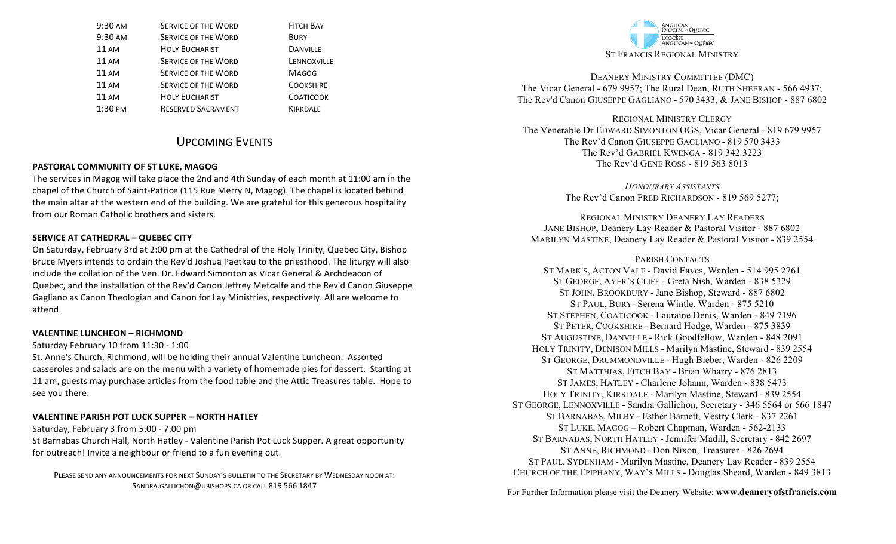| | | |
|---|---|---|
| 9:30 AM | SERVICE OF THE WORD | FITCH BAY |
| 9:30 AM | SERVICE OF THE WORD | BURY |
| 11 AM | HOLY EUCHARIST | DANVILLE |
| 11 AM | SERVICE OF THE WORD | LENNOXVILLE |
| 11 AM | SERVICE OF THE WORD | MAGOG |
| 11 AM | SERVICE OF THE WORD | COOKSHIRE |
| 11 AM | HOLY EUCHARIST | COATICOOK |
| 1:30 PM | RESERVED SACRAMENT | KIRKDALE |

## UPCOMING EVENTS

### PASTORAL COMMUNITY OF ST LUKE, MAGOG

The services in Magog will take place the 2nd and 4th Sunday of each month at 11:00 am in the chapel of the Church of Saint-Patrice (115 Rue Merry N, Magog). The chapel is located behind the main altar at the western end of the building. We are grateful for this generous hospitality from our Roman Catholic brothers and sisters.

### SERVICE AT CATHEDRAL – QUEBEC CITY

On Saturday, February 3rd at 2:00 pm at the Cathedral of the Holy Trinity, Quebec City, Bishop Bruce Myers intends to ordain the Rev'd Joshua Paetkau to the priesthood. The liturgy will also include the collation of the Ven. Dr. Edward Simonton as Vicar General & Archdeacon of Quebec, and the installation of the Rev'd Canon Jeffrey Metcalfe and the Rev'd Canon Giuseppe Gagliano as Canon Theologian and Canon for Lay Ministries, respectively. All are welcome to attend.

### VALENTINE LUNCHEON – RICHMOND

Saturday February 10 from 11:30 - 1:00

St. Anne's Church, Richmond, will be holding their annual Valentine Luncheon. Assorted casseroles and salads are on the menu with a variety of homemade pies for dessert. Starting at 11 am, guests may purchase articles from the food table and the Attic Treasures table. Hope to see you there.

### VALENTINE PARISH POT LUCK SUPPER – NORTH HATLEY

Saturday, February 3 from 5:00 - 7:00 pm

St Barnabas Church Hall, North Hatley - Valentine Parish Pot Luck Supper. A great opportunity for outreach! Invite a neighbour or friend to a fun evening out.

PLEASE SEND ANY ANNOUNCEMENTS FOR NEXT SUNDAY'S BULLETIN TO THE SECRETARY BY WEDNESDAY NOON AT: SANDRA.GALLICHON@UBISHOPS.CA OR CALL 819 566 1847

ANGLICAN DIOCESE OF QUEBEC
DIOCÈSE ANGLICAN DE QUÉBEC

ST FRANCIS REGIONAL MINISTRY

DEANERY MINISTRY COMMITTEE (DMC)
The Vicar General - 679 9957; The Rural Dean, RUTH SHEERAN - 566 4937;
The Rev'd Canon GIUSEPPE GAGLIANO - 570 3433, & JANE BISHOP - 887 6802

REGIONAL MINISTRY CLERGY
The Venerable Dr EDWARD SIMONTON OGS, Vicar General - 819 679 9957
The Rev'd Canon GIUSEPPE GAGLIANO - 819 570 3433
The Rev'd GABRIEL KWENGA - 819 342 3223
The Rev'd GENE ROSS - 819 563 8013

*HONOURARY ASSISTANTS*
The Rev'd Canon FRED RICHARDSON - 819 569 5277;

REGIONAL MINISTRY DEANERY LAY READERS
JANE BISHOP, Deanery Lay Reader & Pastoral Visitor - 887 6802
MARILYN MASTINE, Deanery Lay Reader & Pastoral Visitor - 839 2554

PARISH CONTACTS
ST MARK'S, ACTON VALE - David Eaves, Warden - 514 995 2761
ST GEORGE, AYER'S CLIFF - Greta Nish, Warden - 838 5329
ST JOHN, BROOKBURY - Jane Bishop, Steward - 887 6802
ST PAUL, BURY- Serena Wintle, Warden - 875 5210
ST STEPHEN, COATICOOK - Lauraine Denis, Warden - 849 7196
ST PETER, COOKSHIRE - Bernard Hodge, Warden - 875 3839
ST AUGUSTINE, DANVILLE - Rick Goodfellow, Warden - 848 2091
HOLY TRINITY, DENISON MILLS - Marilyn Mastine, Steward - 839 2554
ST GEORGE, DRUMMONDVILLE - Hugh Bieber, Warden - 826 2209
ST MATTHIAS, FITCH BAY - Brian Wharry - 876 2813
ST JAMES, HATLEY - Charlene Johann, Warden - 838 5473
HOLY TRINITY, KIRKDALE - Marilyn Mastine, Steward - 839 2554
ST GEORGE, LENNOXVILLE - Sandra Gallichon, Secretary - 346 5564 or 566 1847
ST BARNABAS, MILBY - Esther Barnett, Vestry Clerk - 837 2261
ST LUKE, MAGOG – Robert Chapman, Warden - 562-2133
ST BARNABAS, NORTH HATLEY - Jennifer Madill, Secretary - 842 2697
ST ANNE, RICHMOND - Don Nixon, Treasurer - 826 2694
ST PAUL, SYDENHAM - Marilyn Mastine, Deanery Lay Reader - 839 2554
CHURCH OF THE EPIPHANY, WAY'S MILLS - Douglas Sheard, Warden - 849 3813

For Further Information please visit the Deanery Website: **www.deaneryofstfrancis.com**